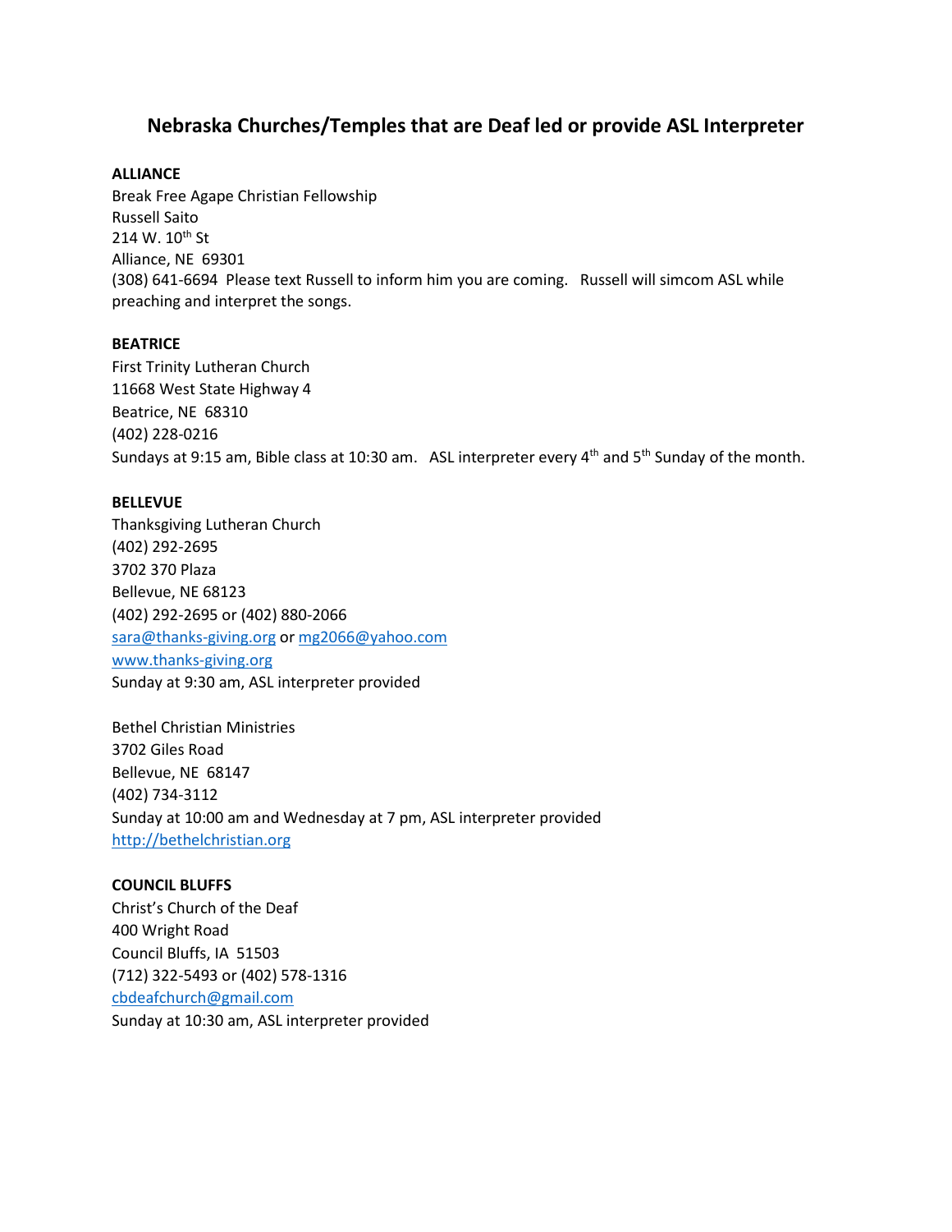# Nebraska Churches/Temples that are Deaf led or provide ASL Interpreter

**ALLIANCE**

Break Free Agape Christian Fellowship
Russell Saito
214 W. 10th St
Alliance, NE 69301
(308) 641-6694 Please text Russell to inform him you are coming. Russell will simcom ASL while preaching and interpret the songs.

**BEATRICE**

First Trinity Lutheran Church
11668 West State Highway 4
Beatrice, NE 68310
(402) 228-0216
Sundays at 9:15 am, Bible class at 10:30 am. ASL interpreter every 4th and 5th Sunday of the month.

**BELLEVUE**

Thanksgiving Lutheran Church
(402) 292-2695
3702 370 Plaza
Bellevue, NE 68123
(402) 292-2695 or (402) 880-2066
sara@thanks-giving.org or mg2066@yahoo.com
www.thanks-giving.org
Sunday at 9:30 am, ASL interpreter provided

Bethel Christian Ministries
3702 Giles Road
Bellevue, NE 68147
(402) 734-3112
Sunday at 10:00 am and Wednesday at 7 pm, ASL interpreter provided
http://bethelchristian.org

**COUNCIL BLUFFS**

Christ's Church of the Deaf
400 Wright Road
Council Bluffs, IA 51503
(712) 322-5493 or (402) 578-1316
cbdeafchurch@gmail.com
Sunday at 10:30 am, ASL interpreter provided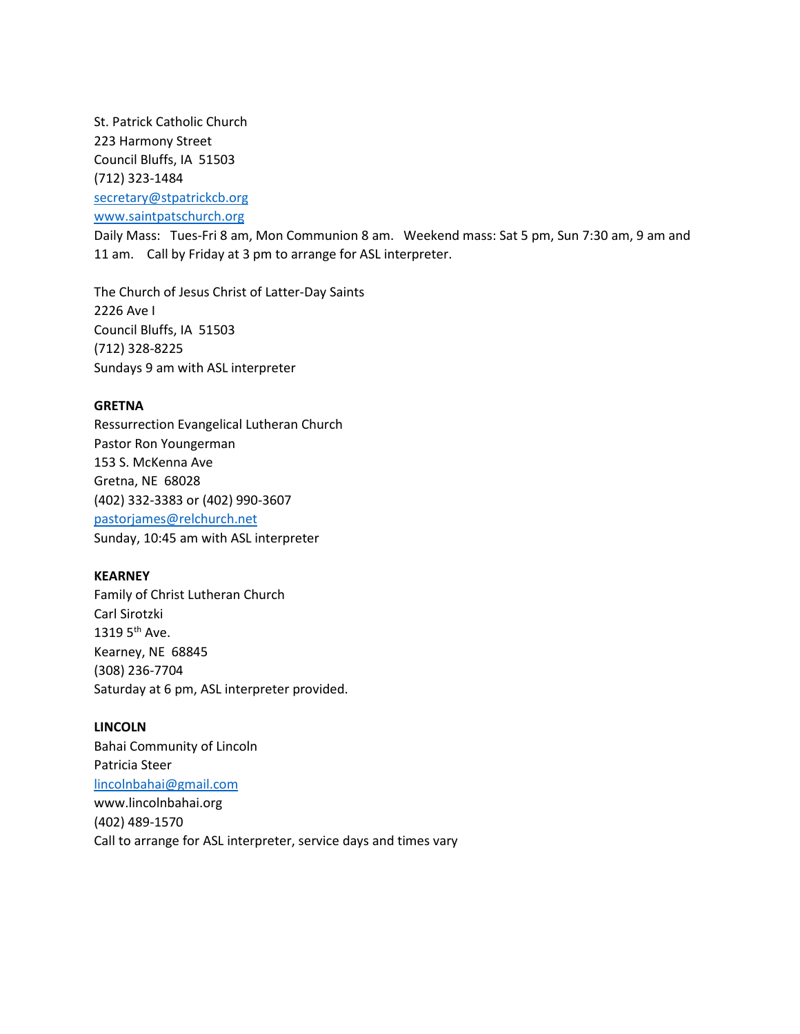St. Patrick Catholic Church
223 Harmony Street
Council Bluffs, IA 51503
(712) 323-1484
secretary@stpatrickcb.org
www.saintpatschurch.org
Daily Mass: Tues-Fri 8 am, Mon Communion 8 am. Weekend mass: Sat 5 pm, Sun 7:30 am, 9 am and 11 am. Call by Friday at 3 pm to arrange for ASL interpreter.

The Church of Jesus Christ of Latter-Day Saints
2226 Ave I
Council Bluffs, IA 51503
(712) 328-8225
Sundays 9 am with ASL interpreter

**GRETNA**
Ressurrection Evangelical Lutheran Church
Pastor Ron Youngerman
153 S. McKenna Ave
Gretna, NE 68028
(402) 332-3383 or (402) 990-3607
pastorjames@relchurch.net
Sunday, 10:45 am with ASL interpreter

**KEARNEY**
Family of Christ Lutheran Church
Carl Sirotzki
1319 5th Ave.
Kearney, NE 68845
(308) 236-7704
Saturday at 6 pm, ASL interpreter provided.

**LINCOLN**
Bahai Community of Lincoln
Patricia Steer
lincolnbahai@gmail.com
www.lincolnbahai.org
(402) 489-1570
Call to arrange for ASL interpreter, service days and times vary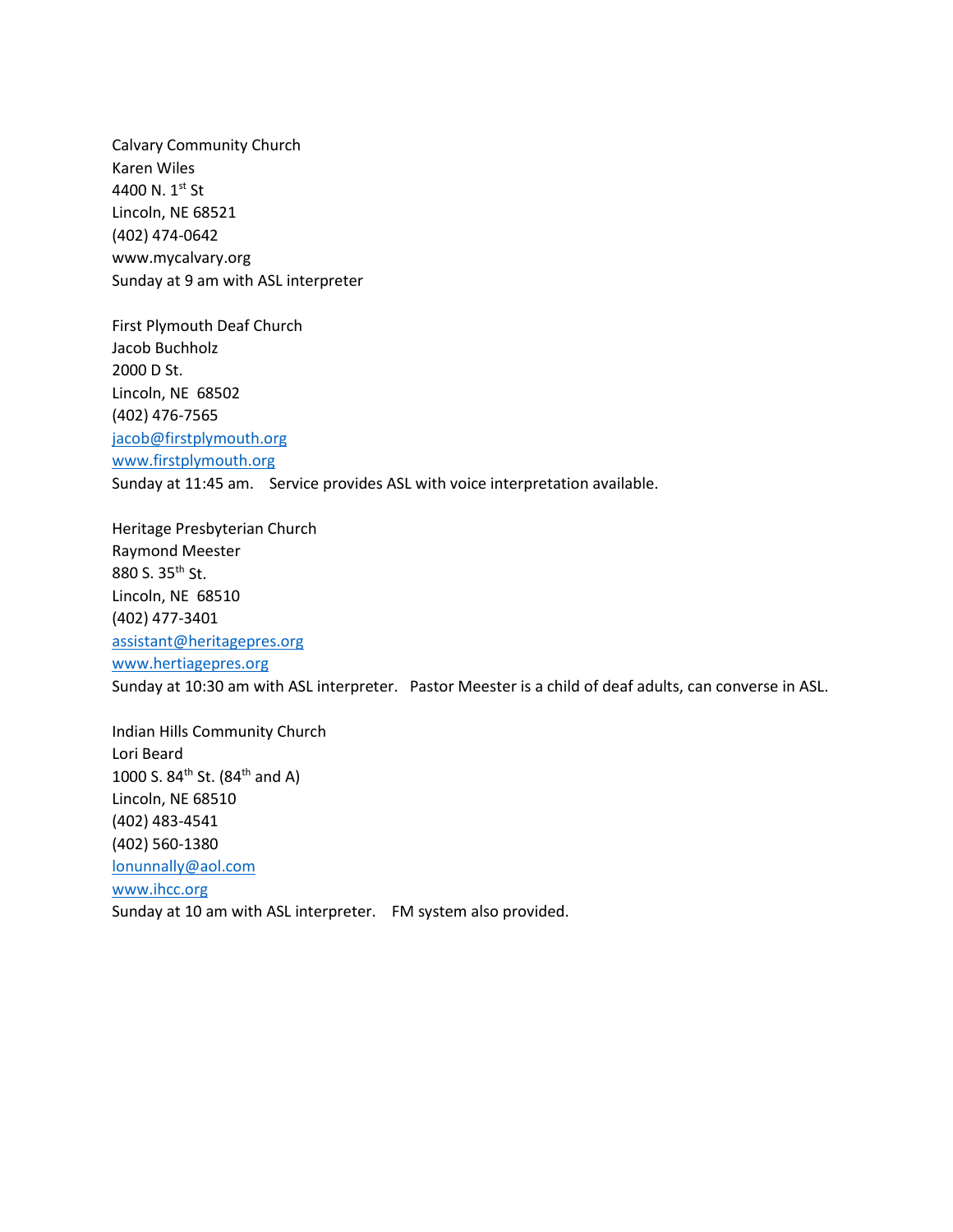Calvary Community Church
Karen Wiles
4400 N. 1st St
Lincoln, NE 68521
(402) 474-0642
www.mycalvary.org
Sunday at 9 am with ASL interpreter

First Plymouth Deaf Church
Jacob Buchholz
2000 D St.
Lincoln, NE 68502
(402) 476-7565
jacob@firstplymouth.org
www.firstplymouth.org
Sunday at 11:45 am. Service provides ASL with voice interpretation available.

Heritage Presbyterian Church
Raymond Meester
880 S. 35th St.
Lincoln, NE 68510
(402) 477-3401
assistant@heritagepres.org
www.hertiagepres.org
Sunday at 10:30 am with ASL interpreter. Pastor Meester is a child of deaf adults, can converse in ASL.

Indian Hills Community Church
Lori Beard
1000 S. 84th St. (84th and A)
Lincoln, NE 68510
(402) 483-4541
(402) 560-1380
lonunnally@aol.com
www.ihcc.org
Sunday at 10 am with ASL interpreter. FM system also provided.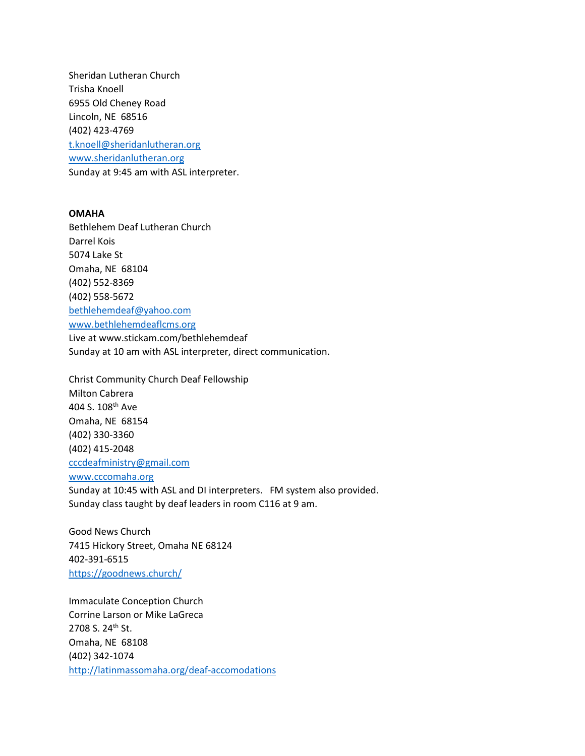Sheridan Lutheran Church
Trisha Knoell
6955 Old Cheney Road
Lincoln, NE 68516
(402) 423-4769
t.knoell@sheridanlutheran.org
www.sheridanlutheran.org
Sunday at 9:45 am with ASL interpreter.

**OMAHA**

Bethlehem Deaf Lutheran Church
Darrel Kois
5074 Lake St
Omaha, NE 68104
(402) 552-8369
(402) 558-5672
bethlehemdeaf@yahoo.com
www.bethlehemdeaflcms.org
Live at www.stickam.com/bethlehemdeaf
Sunday at 10 am with ASL interpreter, direct communication.

Christ Community Church Deaf Fellowship
Milton Cabrera
404 S. 108th Ave
Omaha, NE 68154
(402) 330-3360
(402) 415-2048
cccdeafministry@gmail.com
www.cccomaha.org
Sunday at 10:45 with ASL and DI interpreters. FM system also provided.
Sunday class taught by deaf leaders in room C116 at 9 am.

Good News Church
7415 Hickory Street, Omaha NE 68124
402-391-6515
https://goodnews.church/

Immaculate Conception Church
Corrine Larson or Mike LaGreca
2708 S. 24th St.
Omaha, NE 68108
(402) 342-1074
http://latinmassomaha.org/deaf-accomodations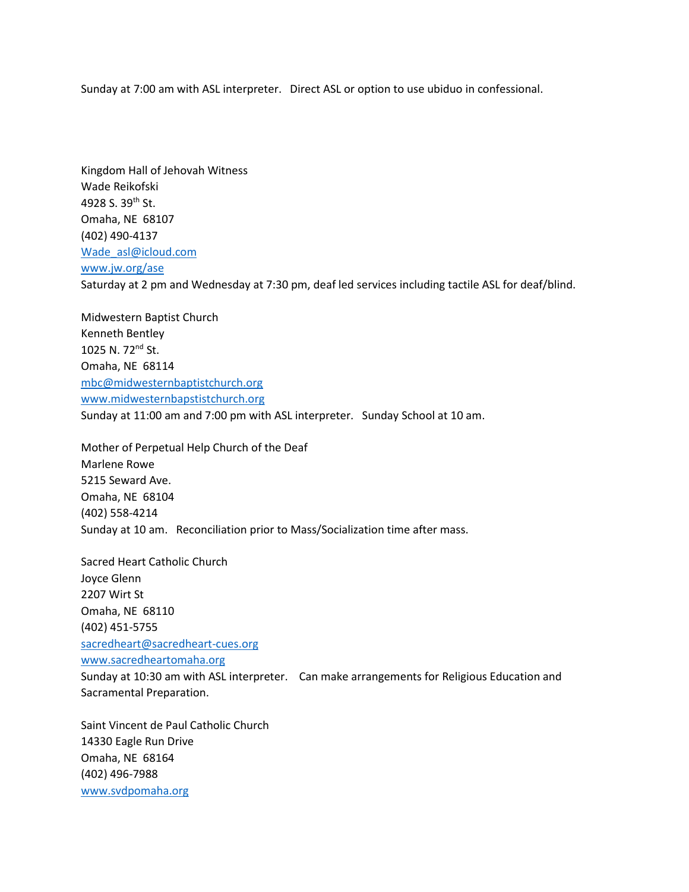Sunday at 7:00 am with ASL interpreter. Direct ASL or option to use ubiduo in confessional.

Kingdom Hall of Jehovah Witness  
Wade Reikofski  
4928 S. 39th St.  
Omaha, NE 68107  
(402) 490-4137  
Wade_asl@icloud.com  
www.jw.org/ase  
Saturday at 2 pm and Wednesday at 7:30 pm, deaf led services including tactile ASL for deaf/blind.

Midwestern Baptist Church  
Kenneth Bentley  
1025 N. 72nd St.  
Omaha, NE 68114  
mbc@midwesternbaptistchurch.org  
www.midwesternbapstistchurch.org  
Sunday at 11:00 am and 7:00 pm with ASL interpreter. Sunday School at 10 am.

Mother of Perpetual Help Church of the Deaf  
Marlene Rowe  
5215 Seward Ave.  
Omaha, NE 68104  
(402) 558-4214  
Sunday at 10 am. Reconciliation prior to Mass/Socialization time after mass.

Sacred Heart Catholic Church  
Joyce Glenn  
2207 Wirt St  
Omaha, NE 68110  
(402) 451-5755  
sacredheart@sacredheart-cues.org  
www.sacredheartomaha.org  
Sunday at 10:30 am with ASL interpreter. Can make arrangements for Religious Education and Sacramental Preparation.

Saint Vincent de Paul Catholic Church  
14330 Eagle Run Drive  
Omaha, NE 68164  
(402) 496-7988  
www.svdpomaha.org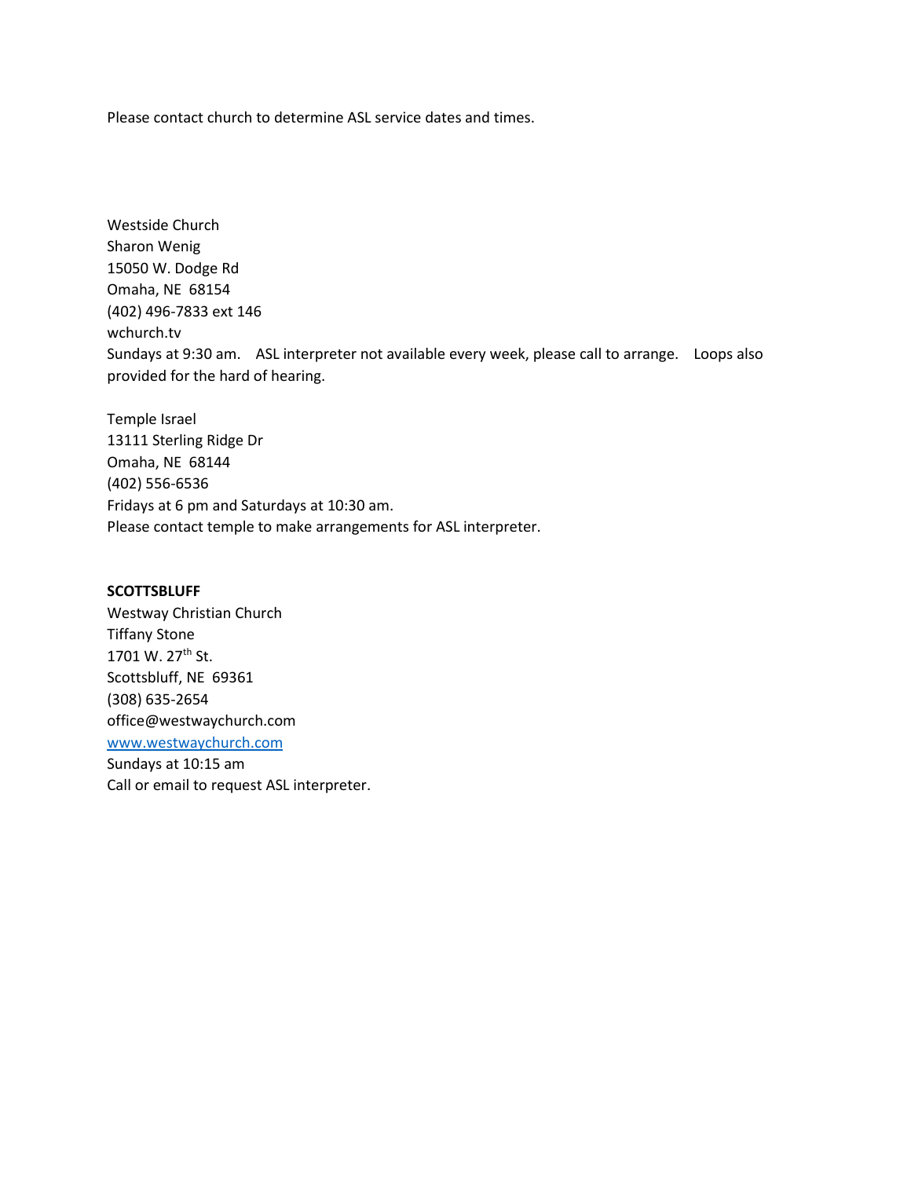Please contact church to determine ASL service dates and times.

Westside Church  
Sharon Wenig  
15050 W. Dodge Rd  
Omaha, NE 68154  
(402) 496-7833 ext 146  
wchurch.tv  
Sundays at 9:30 am. ASL interpreter not available every week, please call to arrange. Loops also provided for the hard of hearing.

Temple Israel  
13111 Sterling Ridge Dr  
Omaha, NE 68144  
(402) 556-6536  
Fridays at 6 pm and Saturdays at 10:30 am.  
Please contact temple to make arrangements for ASL interpreter.

**SCOTTSBLUFF**

Westway Christian Church  
Tiffany Stone  
1701 W. 27th St.  
Scottsbluff, NE 69361  
(308) 635-2654  
office@westwaychurch.com  
www.westwaychurch.com  
Sundays at 10:15 am  
Call or email to request ASL interpreter.